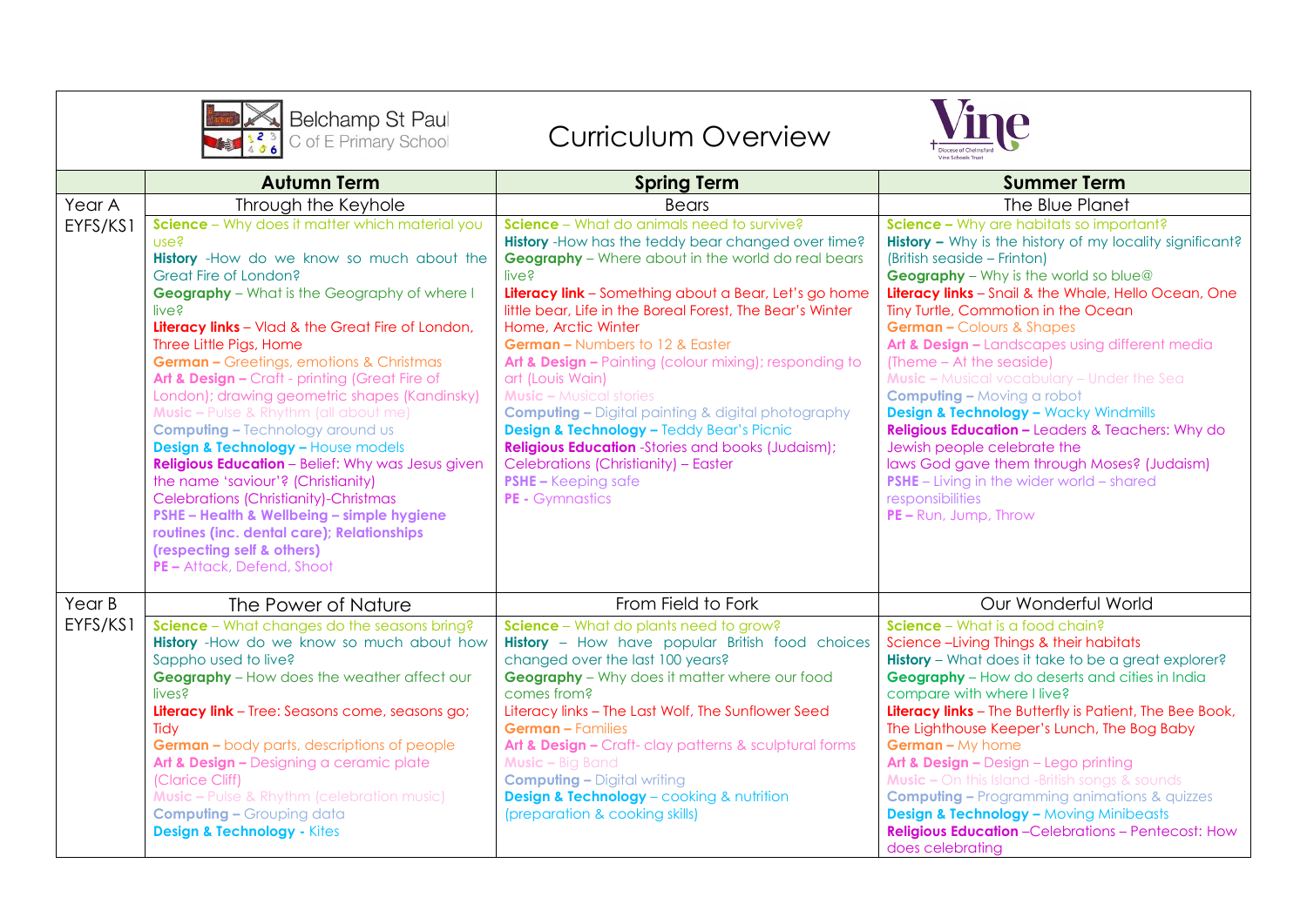Belcham St Paul C of E Primary School

# Curriculum Overview

Vine — Diocese of Chelmsford Vine Schools Trust

| | Autumn Term | Spring Term | Summer Term |
|---|---|---|---|
| Year A | Through the Keyhole | Bears | The Blue Planet |
| EYFS/KS1 | **Science** – Why does it matter which material you use?<br>**History** -How do we know so much about the Great Fire of London?<br>**Geography** – What is the Geography of where I live?<br>**Literacy links** – Vlad & the Great Fire of London, Three Little Pigs, Home<br>**German** – Greetings, emotions & Christmas<br>**Art & Design** – Craft - printing (Great Fire of London); drawing geometric shapes (Kandinsky)<br>**Music** – Pulse & Rhythm (all about me)<br>**Computing** – Technology around us<br>**Design & Technology** – House models<br>**Religious Education** – Belief: Why was Jesus given the name 'saviour'? (Christianity)<br>Celebrations (Christianity)-Christmas<br>**PSHE – Health & Wellbeing – simple hygiene routines (inc. dental care); Relationships (respecting self & others)**<br>**PE** – Attack, Defend, Shoot | **Science** – What do animals need to survive?<br>**History** -How has the teddy bear changed over time?<br>**Geography** – Where about in the world do real bears live?<br>**Literacy link** – Something about a Bear, Let's go home little bear, Life in the Boreal Forest, The Bear's Winter Home, Arctic Winter<br>**German** – Numbers to 12 & Easter<br>**Art & Design** – Painting (colour mixing); responding to art (Louis Wain)<br>**Music** – Musical stories<br>**Computing** – Digital painting & digital photography<br>**Design & Technology** – Teddy Bear's Picnic<br>**Religious Education** -Stories and books (Judaism); Celebrations (Christianity) – Easter<br>**PSHE** – Keeping safe<br>**PE** - Gymnastics | **Science** – Why are habitats so important?<br>**History** – Why is the history of my locality significant? (British seaside – Frinton)<br>**Geography** – Why is the world so blue@<br>**Literacy links** – Snail & the Whale, Hello Ocean, One Tiny Turtle, Commotion in the Ocean<br>**German** – Colours & Shapes<br>**Art & Design** – Landscapes using different media (Theme – At the seaside)<br>**Music** – Musical vocabulary – Under the Sea<br>**Computing** – Moving a robot<br>**Design & Technology** – Wacky Windmills<br>**Religious Education** – Leaders & Teachers: Why do Jewish people celebrate the laws God gave them through Moses? (Judaism)<br>**PSHE** – Living in the wider world – shared responsibilities<br>**PE** – Run, Jump, Throw |
| Year B | The Power of Nature | From Field to Fork | Our Wonderful World |
| EYFS/KS1 | **Science** – What changes do the seasons bring?<br>**History** -How do we know so much about how Sappho used to live?<br>**Geography** – How does the weather affect our lives?<br>**Literacy link** – Tree: Seasons come, seasons go; Tidy<br>**German** – body parts, descriptions of people<br>**Art & Design** – Designing a ceramic plate (Clarice Cliff)<br>**Music** – Pulse & Rhythm (celebration music)<br>**Computing** – Grouping data<br>**Design & Technology** - Kites | **Science** – What do plants need to grow?<br>**History** – How have popular British food choices changed over the last 100 years?<br>**Geography** – Why does it matter where our food comes from?<br>Literacy links – The Last Wolf, The Sunflower Seed<br>**German** – Families<br>**Art & Design** – Craft- clay patterns & sculptural forms<br>**Music** – Big Band<br>**Computing** – Digital writing<br>**Design & Technology** – cooking & nutrition (preparation & cooking skills) | **Science** – What is a food chain?<br>Science –Living Things & their habitats<br>**History** – What does it take to be a great explorer?<br>**Geography** – How do deserts and cities in India compare with where I live?<br>**Literacy links** – The Butterfly is Patient, The Bee Book, The Lighthouse Keeper's Lunch, The Bog Baby<br>**German** – My home<br>**Art & Design** – Design – Lego printing<br>**Music** – On this Island -British songs & sounds<br>**Computing** – Programming animations & quizzes<br>**Design & Technology** – Moving Minibeasts<br>**Religious Education** –Celebrations – Pentecost: How does celebrating |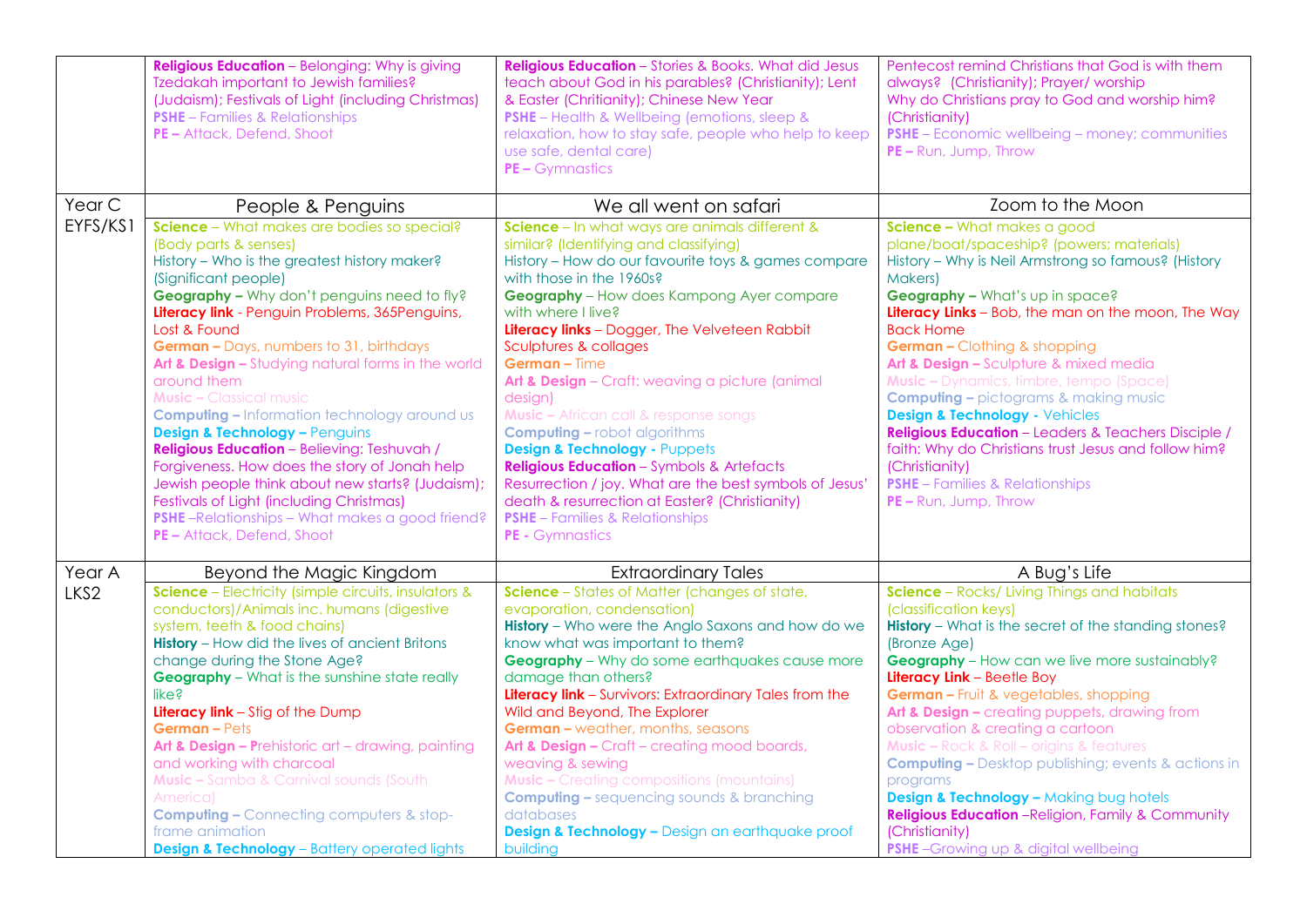| | | | |
|---|---|---|---|
| | **Religious Education** – Belonging: Why is giving Tzedakah important to Jewish families? (Judaism); Festivals of Light (including Christmas)<br>**PSHE** – Families & Relationships<br>**PE –** Attack, Defend, Shoot | **Religious Education** – Stories & Books. What did Jesus teach about God in his parables? (Christianity); Lent & Easter (Chritianity); Chinese New Year<br>**PSHE** – Health & Wellbeing (emotions, sleep & relaxation, how to stay safe, people who help to keep use safe, dental care)<br>**PE –** Gymnastics | Pentecost remind Christians that God is with them always? (Christianity); Prayer/ worship Why do Christians pray to God and worship him? (Christianity)<br>**PSHE** – Economic wellbeing – money; communities<br>**PE –** Run, Jump, Throw |
| Year C EYFS/KS1 | People & Penguins | We all went on safari | Zoom to the Moon |
| | **Science** – What makes are bodies so special? (Body parts & senses)<br>History – Who is the greatest history maker? (Significant people)<br>**Geography –** Why don't penguins need to fly?<br>**Literacy link** - Penguin Problems, 365Penguins, Lost & Found<br>**German –** Days, numbers to 31, birthdays<br>**Art & Design –** Studying natural forms in the world around them<br>**Music –** Classical music<br>**Computing –** Information technology around us<br>**Design & Technology –** Penguins<br>**Religious Education** – Believing: Teshuvah / Forgiveness. How does the story of Jonah help Jewish people think about new starts? (Judaism); Festivals of Light (including Christmas)<br>**PSHE** –Relationships – What makes a good friend?<br>**PE –** Attack, Defend, Shoot | **Science** – In what ways are animals different & similar? (Identifying and classifying)<br>History – How do our favourite toys & games compare with those in the 1960s?<br>**Geography** – How does Kampong Ayer compare with where I live?<br>**Literacy links** – Dogger, The Velveteen Rabbit Sculptures & collages<br>**German –** Time<br>**Art & Design** – Craft: weaving a picture (animal design)<br>**Music –** African call & response songs<br>**Computing –** robot algorithms<br>**Design & Technology -** Puppets<br>**Religious Education** – Symbols & Artefacts Resurrection / joy. What are the best symbols of Jesus' death & resurrection at Easter? (Christianity)<br>**PSHE** – Families & Relationships<br>**PE -** Gymnastics | **Science –** What makes a good plane/boat/spaceship? (powers; materials)<br>History – Why is Neil Armstrong so famous? (History Makers)<br>**Geography –** What's up in space?<br>**Literacy Links** – Bob, the man on the moon, The Way Back Home<br>**German –** Clothing & shopping<br>**Art & Design –** Sculpture & mixed media<br>**Music –** Dynamics, timbre, tempo (Space)<br>**Computing –** pictograms & making music<br>**Design & Technology -** Vehicles<br>**Religious Education** – Leaders & Teachers Disciple / faith: Why do Christians trust Jesus and follow him? (Christianity)<br>**PSHE** – Families & Relationships<br>**PE –** Run, Jump, Throw |
| Year A LKS2 | Beyond the Magic Kingdom | Extraordinary Tales | A Bug's Life |
| | **Science** – Electricity (simple circuits, insulators & conductors)/Animals inc. humans (digestive system, teeth & food chains)<br>**History** – How did the lives of ancient Britons change during the Stone Age?<br>**Geography** – What is the sunshine state really like?<br>**Literacy link** – Stig of the Dump<br>**German –** Pets<br>**Art & Design – P**rehistoric art – drawing, painting and working with charcoal<br>**Music –** Samba & Carnival sounds (South America)<br>**Computing –** Connecting computers & stop-frame animation<br>**Design & Technology** – Battery operated lights | **Science** – States of Matter (changes of state, evaporation, condensation)<br>**History** – Who were the Anglo Saxons and how do we know what was important to them?<br>**Geography** – Why do some earthquakes cause more damage than others?<br>**Literacy link** – Survivors: Extraordinary Tales from the Wild and Beyond, The Explorer<br>**German –** weather, months, seasons<br>**Art & Design –** Craft – creating mood boards, weaving & sewing<br>**Music –** Creating compositions (mountains)<br>**Computing –** sequencing sounds & branching databases<br>**Design & Technology –** Design an earthquake proof building | **Science** – Rocks/ Living Things and habitats (classification keys)<br>**History** – What is the secret of the standing stones? (Bronze Age)<br>**Geography** – How can we live more sustainably?<br>**Literacy Link** – Beetle Boy<br>**German –** Fruit & vegetables, shopping<br>**Art & Design –** creating puppets, drawing from observation & creating a cartoon<br>**Music –** Rock & Roll – origins & features<br>**Computing –** Desktop publishing; events & actions in programs<br>**Design & Technology –** Making bug hotels<br>**Religious Education** –Religion, Family & Community (Christianity)<br>**PSHE** –Growing up & digital wellbeing |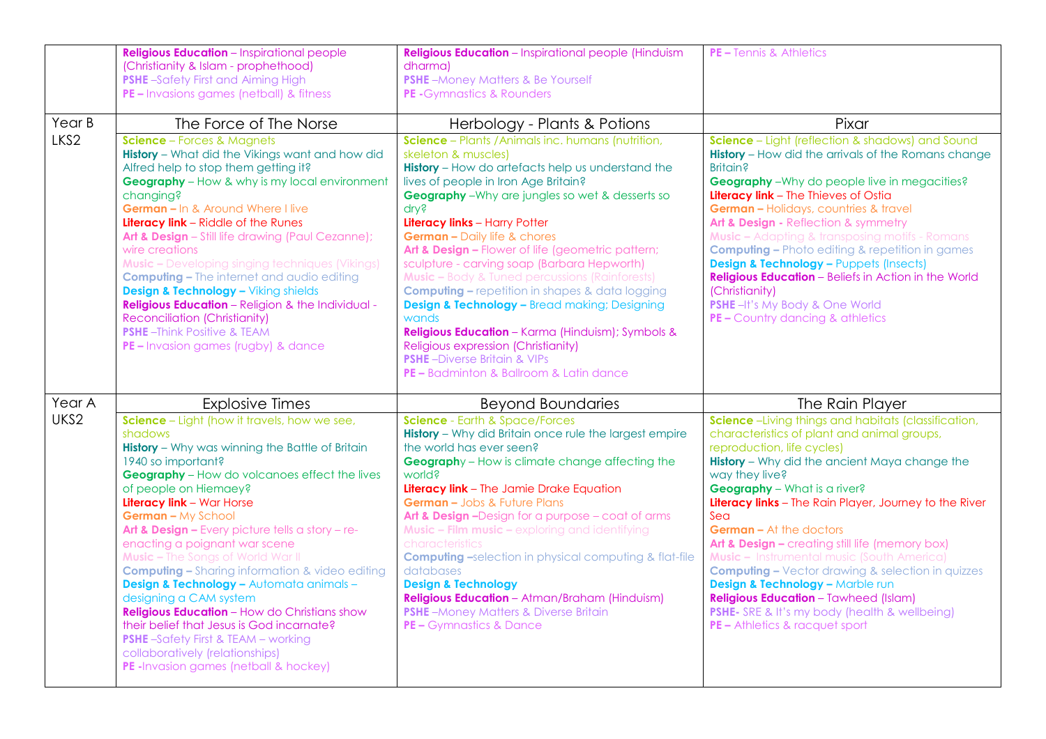| | | | |
|---|---|---|---|
| | **Religious Education** – Inspirational people (Christianity & Islam - prophethood)<br>**PSHE** –Safety First and Aiming High<br>**PE –** Invasions games (netball) & fitness | **Religious Education** – Inspirational people (Hinduism dharma)<br>**PSHE** –Money Matters & Be Yourself<br>**PE -**Gymnastics & Rounders | **PE –** Tennis & Athletics |
| Year B LKS2 | The Force of The Norse | Herbology - Plants & Potions | Pixar |
| | **Science** – Forces & Magnets<br>**History** – What did the Vikings want and how did Alfred help to stop them getting it?<br>**Geography** – How & why is my local environment changing?<br>**German –** In & Around Where I live<br>**Literacy link** – Riddle of the Runes<br>**Art & Design** – Still life drawing (Paul Cezanne); wire creations<br>**Music –** Developing singing techniques (Vikings)<br>**Computing –** The internet and audio editing<br>**Design & Technology –** Viking shields<br>**Religious Education** – Religion & the Individual - Reconciliation (Christianity)<br>**PSHE** –Think Positive & TEAM<br>**PE –** Invasion games (rugby) & dance | **Science** – Plants /Animals inc. humans (nutrition, skeleton & muscles)<br>**History** – How do artefacts help us understand the lives of people in Iron Age Britain?<br>**Geography** –Why are jungles so wet & desserts so dry?<br>**Literacy links** – Harry Potter<br>**German –** Daily life & chores<br>**Art & Design –** Flower of life (geometric pattern; sculpture - carving soap (Barbara Hepworth)<br>**Music –** Body & Tuned percussions (Rainforests)<br>**Computing –** repetition in shapes & data logging<br>**Design & Technology –** Bread making; Designing wands<br>**Religious Education** – Karma (Hinduism); Symbols & Religious expression (Christianity)<br>**PSHE** –Diverse Britain & VIPs<br>**PE –** Badminton & Ballroom & Latin dance | **Science** – Light (reflection & shadows) and Sound<br>**History** – How did the arrivals of the Romans change Britain?<br>**Geography** –Why do people live in megacities?<br>**Literacy link** – The Thieves of Ostia<br>**German –** Holidays, countries & travel<br>**Art & Design -** Reflection & symmetry<br>**Music –** Adapting & transposing motifs - Romans<br>**Computing –** Photo editing & repetition in games<br>**Design & Technology –** Puppets (Insects)<br>**Religious Education** – Beliefs in Action in the World (Christianity)<br>**PSHE** –It's My Body & One World<br>**PE –** Country dancing & athletics |
| Year A UKS2 | Explosive Times | Beyond Boundaries | The Rain Player |
| | **Science** – Light (how it travels, how we see, shadows<br>**History** – Why was winning the Battle of Britain 1940 so important?<br>**Geography** – How do volcanoes effect the lives of people on Hiemaey?<br>**Literacy link** – War Horse<br>**German –** My School<br>**Art & Design –** Every picture tells a story – re-enacting a poignant war scene<br>**Music –** The Songs of World War II<br>**Computing –** Sharing information & video editing<br>**Design & Technology –** Automata animals – designing a CAM system<br>**Religious Education** – How do Christians show their belief that Jesus is God incarnate?<br>**PSHE** –Safety First & TEAM – working collaboratively (relationships)<br>**PE -**Invasion games (netball & hockey) | **Science** - Earth & Space/Forces<br>**History** – Why did Britain once rule the largest empire the world has ever seen?<br>**Geography** – How is climate change affecting the world?<br>**Literacy link** – The Jamie Drake Equation<br>**German –** Jobs & Future Plans<br>**Art & Design –**Design for a purpose – coat of arms<br>**Music – Film music –** exploring and identifying characteristics<br>**Computing –**selection in physical computing & flat-file databases<br>**Design & Technology**<br>**Religious Education** – Atman/Braham (Hinduism)<br>**PSHE** –Money Matters & Diverse Britain<br>**PE –** Gymnastics & Dance | **Science** –Living things and habitats (classification, characteristics of plant and animal groups, reproduction, life cycles)<br>**History** – Why did the ancient Maya change the way they live?<br>**Geography** – What is a river?<br>**Literacy links** – The Rain Player, Journey to the River Sea<br>**German –** At the doctors<br>**Art & Design –** creating still life (memory box)<br>**Music –** Instrumental music (South America)<br>**Computing –** Vector drawing & selection in quizzes<br>**Design & Technology –** Marble run<br>**Religious Education** – Tawheed (Islam)<br>**PSHE-** SRE & It's my body (health & wellbeing)<br>**PE –** Athletics & racquet sport |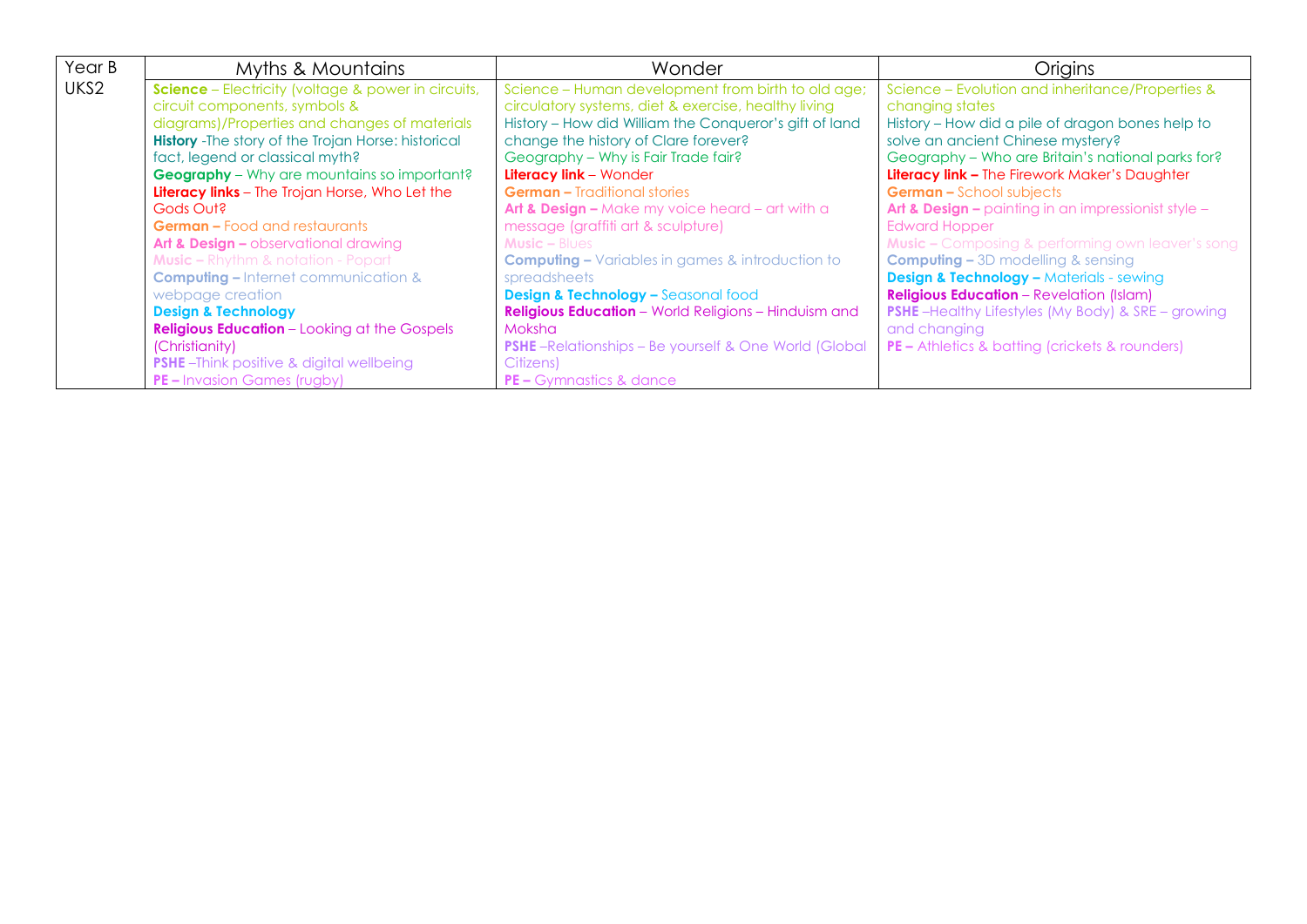| Year B UKS2 | Myths & Mountains | Wonder | Origins |
|---|---|---|---|
| | **Science** – Electricity (voltage & power in circuits, circuit components, symbols & diagrams)/Properties and changes of materials<br>**History** -The story of the Trojan Horse: historical fact, legend or classical myth?<br>**Geography** – Why are mountains so important?<br>**Literacy links** – The Trojan Horse, Who Let the Gods Out?<br>**German –** Food and restaurants<br>**Art & Design –** observational drawing<br>**Music –** Rhythm & notation - Popart<br>**Computing –** Internet communication & webpage creation<br>**Design & Technology**<br>**Religious Education** – Looking at the Gospels (Christianity)<br>**PSHE** –Think positive & digital wellbeing<br>**PE –** Invasion Games (rugby) | Science – Human development from birth to old age; circulatory systems, diet & exercise, healthy living<br>History – How did William the Conqueror's gift of land change the history of Clare forever?<br>Geography – Why is Fair Trade fair?<br>**Literacy link** – Wonder<br>**German –** Traditional stories<br>**Art & Design –** Make my voice heard – art with a message (graffiti art & sculpture)<br>**Music –** Blues<br>**Computing –** Variables in games & introduction to spreadsheets<br>**Design & Technology –** Seasonal food<br>**Religious Education** – World Religions – Hinduism and Moksha<br>**PSHE** –Relationships – Be yourself & One World (Global Citizens)<br>**PE –** Gymnastics & dance | Science – Evolution and inheritance/Properties & changing states<br>History – How did a pile of dragon bones help to solve an ancient Chinese mystery?<br>Geography – Who are Britain's national parks for?<br>**Literacy link –** The Firework Maker's Daughter<br>**German –** School subjects<br>**Art & Design –** painting in an impressionist style – Edward Hopper<br>**Music –** Composing & performing own leaver's song<br>**Computing –** 3D modelling & sensing<br>**Design & Technology –** Materials - sewing<br>**Religious Education** – Revelation (Islam)<br>**PSHE** –Healthy Lifestyles (My Body) & SRE – growing and changing<br>**PE –** Athletics & batting (crickets & rounders) |